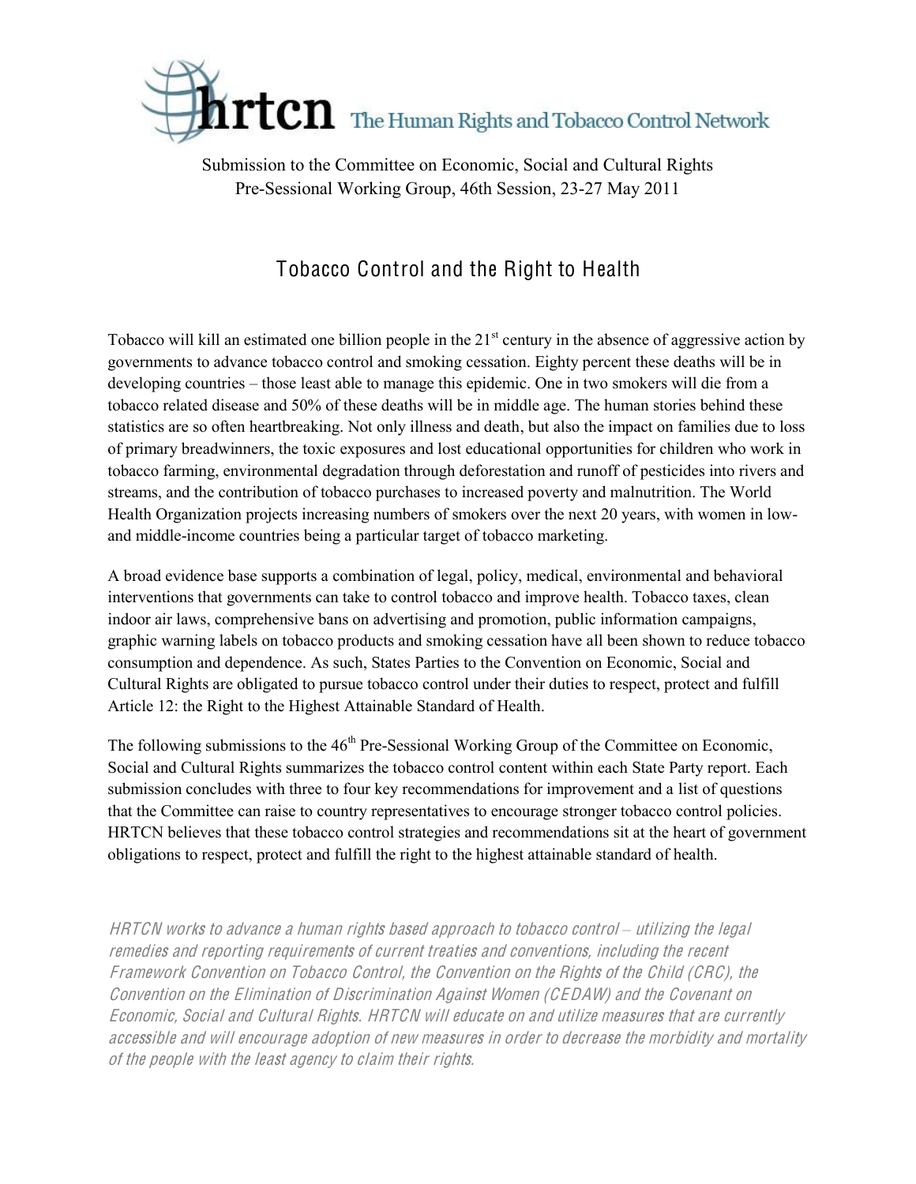**hrtcn** The Human Rights and Tobacco Control Network

Submission to the Committee on Economic, Social and Cultural Rights
Pre-Sessional Working Group, 46th Session, 23-27 May 2011

# Tobacco Control and the Right to Health

Tobacco will kill an estimated one billion people in the 21st century in the absence of aggressive action by governments to advance tobacco control and smoking cessation. Eighty percent these deaths will be in developing countries – those least able to manage this epidemic. One in two smokers will die from a tobacco related disease and 50% of these deaths will be in middle age. The human stories behind these statistics are so often heartbreaking. Not only illness and death, but also the impact on families due to loss of primary breadwinners, the toxic exposures and lost educational opportunities for children who work in tobacco farming, environmental degradation through deforestation and runoff of pesticides into rivers and streams, and the contribution of tobacco purchases to increased poverty and malnutrition. The World Health Organization projects increasing numbers of smokers over the next 20 years, with women in low- and middle-income countries being a particular target of tobacco marketing.

A broad evidence base supports a combination of legal, policy, medical, environmental and behavioral interventions that governments can take to control tobacco and improve health. Tobacco taxes, clean indoor air laws, comprehensive bans on advertising and promotion, public information campaigns, graphic warning labels on tobacco products and smoking cessation have all been shown to reduce tobacco consumption and dependence. As such, States Parties to the Convention on Economic, Social and Cultural Rights are obligated to pursue tobacco control under their duties to respect, protect and fulfill Article 12: the Right to the Highest Attainable Standard of Health.

The following submissions to the 46th Pre-Sessional Working Group of the Committee on Economic, Social and Cultural Rights summarizes the tobacco control content within each State Party report. Each submission concludes with three to four key recommendations for improvement and a list of questions that the Committee can raise to country representatives to encourage stronger tobacco control policies. HRTCN believes that these tobacco control strategies and recommendations sit at the heart of government obligations to respect, protect and fulfill the right to the highest attainable standard of health.

*HRTCN works to advance a human rights based approach to tobacco control – utilizing the legal remedies and reporting requirements of current treaties and conventions, including the recent Framework Convention on Tobacco Control, the Convention on the Rights of the Child (CRC), the Convention on the Elimination of Discrimination Against Women (CEDAW) and the Covenant on Economic, Social and Cultural Rights. HRTCN will educate on and utilize measures that are currently accessible and will encourage adoption of new measures in order to decrease the morbidity and mortality of the people with the least agency to claim their rights.*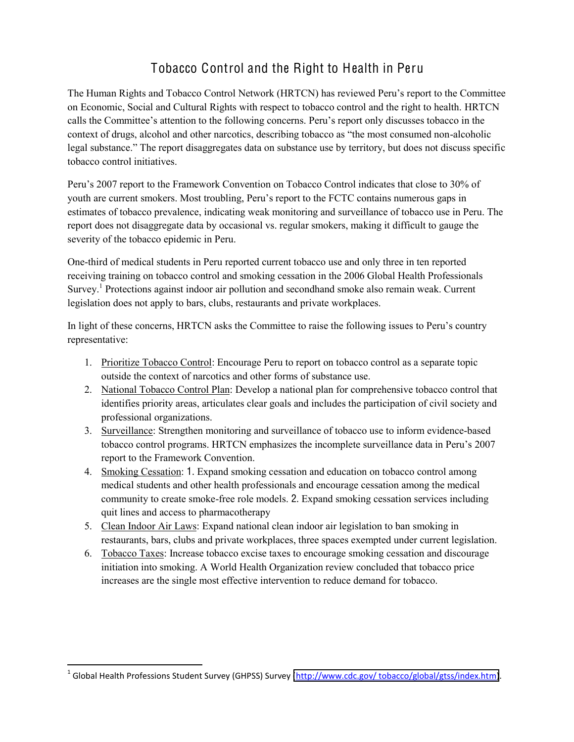# Tobacco Control and the Right to Health in Peru

The Human Rights and Tobacco Control Network (HRTCN) has reviewed Peru's report to the Committee on Economic, Social and Cultural Rights with respect to tobacco control and the right to health. HRTCN calls the Committee's attention to the following concerns. Peru's report only discusses tobacco in the context of drugs, alcohol and other narcotics, describing tobacco as "the most consumed non-alcoholic legal substance." The report disaggregates data on substance use by territory, but does not discuss specific tobacco control initiatives.

Peru's 2007 report to the Framework Convention on Tobacco Control indicates that close to 30% of youth are current smokers. Most troubling, Peru's report to the FCTC contains numerous gaps in estimates of tobacco prevalence, indicating weak monitoring and surveillance of tobacco use in Peru. The report does not disaggregate data by occasional vs. regular smokers, making it difficult to gauge the severity of the tobacco epidemic in Peru.

One-third of medical students in Peru reported current tobacco use and only three in ten reported receiving training on tobacco control and smoking cessation in the 2006 Global Health Professionals Survey.[1] Protections against indoor air pollution and secondhand smoke also remain weak. Current legislation does not apply to bars, clubs, restaurants and private workplaces.

In light of these concerns, HRTCN asks the Committee to raise the following issues to Peru's country representative:

1. Prioritize Tobacco Control: Encourage Peru to report on tobacco control as a separate topic outside the context of narcotics and other forms of substance use.
2. National Tobacco Control Plan: Develop a national plan for comprehensive tobacco control that identifies priority areas, articulates clear goals and includes the participation of civil society and professional organizations.
3. Surveillance: Strengthen monitoring and surveillance of tobacco use to inform evidence-based tobacco control programs. HRTCN emphasizes the incomplete surveillance data in Peru's 2007 report to the Framework Convention.
4. Smoking Cessation: 1. Expand smoking cessation and education on tobacco control among medical students and other health professionals and encourage cessation among the medical community to create smoke-free role models. 2. Expand smoking cessation services including quit lines and access to pharmacotherapy
5. Clean Indoor Air Laws: Expand national clean indoor air legislation to ban smoking in restaurants, bars, clubs and private workplaces, three spaces exempted under current legislation.
6. Tobacco Taxes: Increase tobacco excise taxes to encourage smoking cessation and discourage initiation into smoking. A World Health Organization review concluded that tobacco price increases are the single most effective intervention to reduce demand for tobacco.

---

[1] Global Health Professions Student Survey (GHPSS) Survey [http://www.cdc.gov/ tobacco/global/gtss/index.htm].